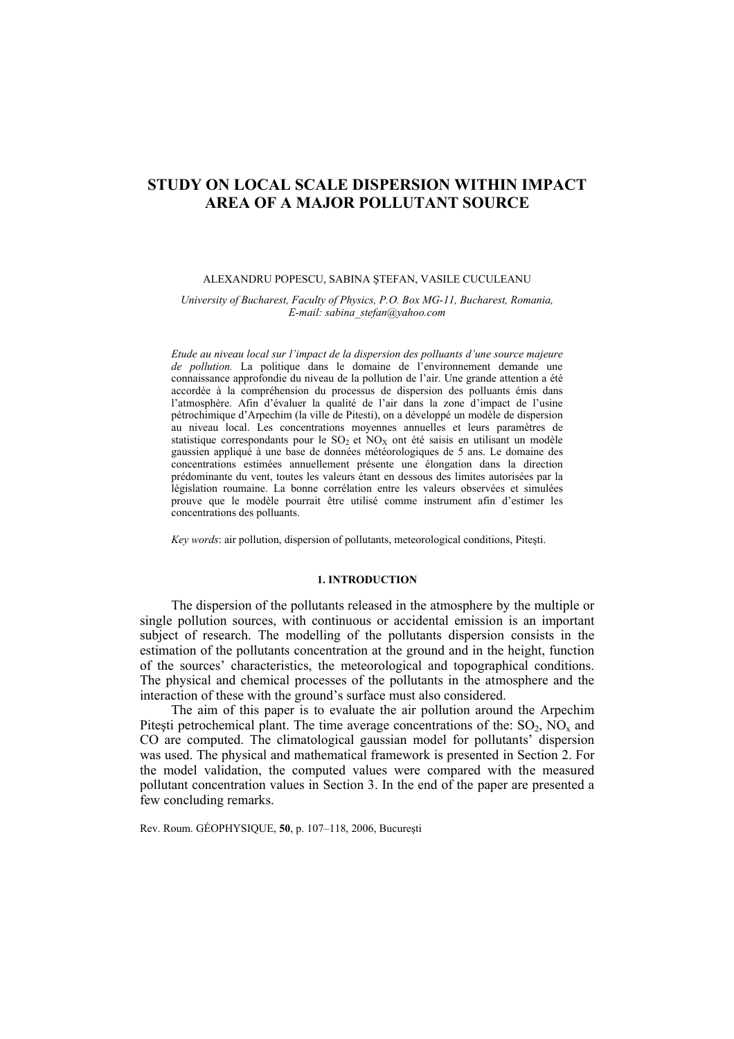# STUDY ON LOCAL SCALE DISPERSION WITHIN IMPACT AREA OF A MAJOR POLLUTANT SOURCE

ALEXANDRU POPESCU, SABINA ŞTEFAN, VASILE CUCULEANU

*University of Bucharest, Faculty of Physics, P.O. Box MG-11, Bucharest, Romania, E-mail: sabina_stefan@yahoo.com*

*Etude au niveau local sur l'impact de la dispersion des polluants d'une source majeure de pollution.* La politique dans le domaine de l'environnement demande une connaissance approfondie du niveau de la pollution de l'air. Une grande attention a été accordée à la compréhension du processus de dispersion des polluants émis dans l'atmosphère. Afin d'évaluer la qualité de l'air dans la zone d'impact de l'usine pétrochimique d'Arpechim (la ville de Pitesti), on a développé un modèle de dispersion au niveau local. Les concentrations moyennes annuelles et leurs paramètres de statistique correspondants pour le $SO_2$ et $NO_X$ ont été saisis en utilisant un modèle gaussien appliqué à une base de données météorologiques de 5 ans. Le domaine des concentrations estimées annuellement présente une élongation dans la direction prédominante du vent, toutes les valeurs étant en dessous des limites autorisées par la législation roumaine. La bonne corrélation entre les valeurs observées et simulées prouve que le modèle pourrait être utilisé comme instrument afin d'estimer les concentrations des polluants.

*Key words*: air pollution, dispersion of pollutants, meteorological conditions, Piteşti.

## 1. INTRODUCTION

The dispersion of the pollutants released in the atmosphere by the multiple or single pollution sources, with continuous or accidental emission is an important subject of research. The modelling of the pollutants dispersion consists in the estimation of the pollutants concentration at the ground and in the height, function of the sources' characteristics, the meteorological and topographical conditions. The physical and chemical processes of the pollutants in the atmosphere and the interaction of these with the ground's surface must also considered.

The aim of this paper is to evaluate the air pollution around the Arpechim Piteşti petrochemical plant. The time average concentrations of the: $SO_2$, $NO_x$ and CO are computed. The climatological gaussian model for pollutants' dispersion was used. The physical and mathematical framework is presented in Section 2. For the model validation, the computed values were compared with the measured pollutant concentration values in Section 3. In the end of the paper are presented a few concluding remarks.

Rev. Roum. GÉOPHYSIQUE, **50**, p. 107–118, 2006, Bucureşti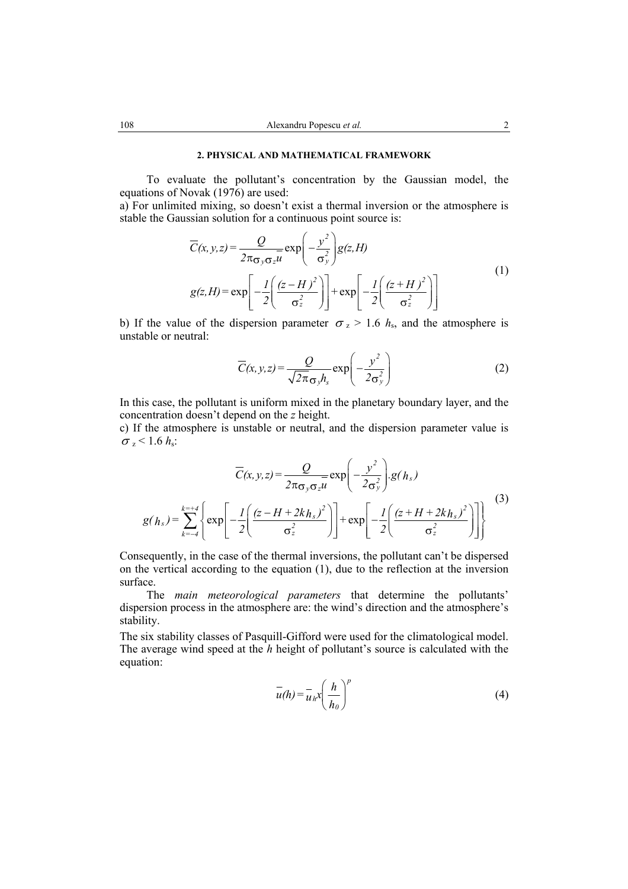## 2. PHYSICAL AND MATHEMATICAL FRAMEWORK

To evaluate the pollutant's concentration by the Gaussian model, the equations of Novak (1976) are used:

a) For unlimited mixing, so doesn't exist a thermal inversion or the atmosphere is stable the Gaussian solution for a continuous point source is:

$$\overline{C}(x,y,z) = \frac{Q}{2\pi\sigma_y\sigma_z\overline{u}}\exp\left(-\frac{y^2}{\sigma_y^2}\right)g(z,H)$$
$$g(z,H) = \exp\left[-\frac{1}{2}\left(\frac{(z-H)^2}{\sigma_z^2}\right)\right] + \exp\left[-\frac{1}{2}\left(\frac{(z+H)^2}{\sigma_z^2}\right)\right] \quad (1)$$

b) If the value of the dispersion parameter $\sigma_z > 1.6\ h_s$, and the atmosphere is unstable or neutral:

$$\overline{C}(x,y,z) = \frac{Q}{\sqrt{2\pi}\sigma_y h_s}\exp\left(-\frac{y^2}{2\sigma_y^2}\right) \quad (2)$$

In this case, the pollutant is uniform mixed in the planetary boundary layer, and the concentration doesn't depend on the $z$ height.

c) If the atmosphere is unstable or neutral, and the dispersion parameter value is $\sigma_z < 1.6\ h_s$:

$$\overline{C}(x,y,z) = \frac{Q}{2\pi\sigma_y\sigma_z\overline{u}}\exp\left(-\frac{y^2}{2\sigma_y^2}\right).g(h_s)$$
$$g(h_s) = \sum_{k=-4}^{k=+4}\left\{\exp\left[-\frac{1}{2}\left(\frac{(z-H+2kh_s)^2}{\sigma_z^2}\right)\right] + \exp\left[-\frac{1}{2}\left(\frac{(z+H+2kh_s)^2}{\sigma_z^2}\right)\right]\right\} \quad (3)$$

Consequently, in the case of the thermal inversions, the pollutant can't be dispersed on the vertical according to the equation (1), due to the reflection at the inversion surface.

The *main meteorological parameters* that determine the pollutants' dispersion process in the atmosphere are: the wind's direction and the atmosphere's stability.

The six stability classes of Pasquill-Gifford were used for the climatological model. The average wind speed at the $h$ height of pollutant's source is calculated with the equation:

$$\overline{u}(h) = \overline{u}_h x\left(\frac{h}{h_0}\right)^p \quad (4)$$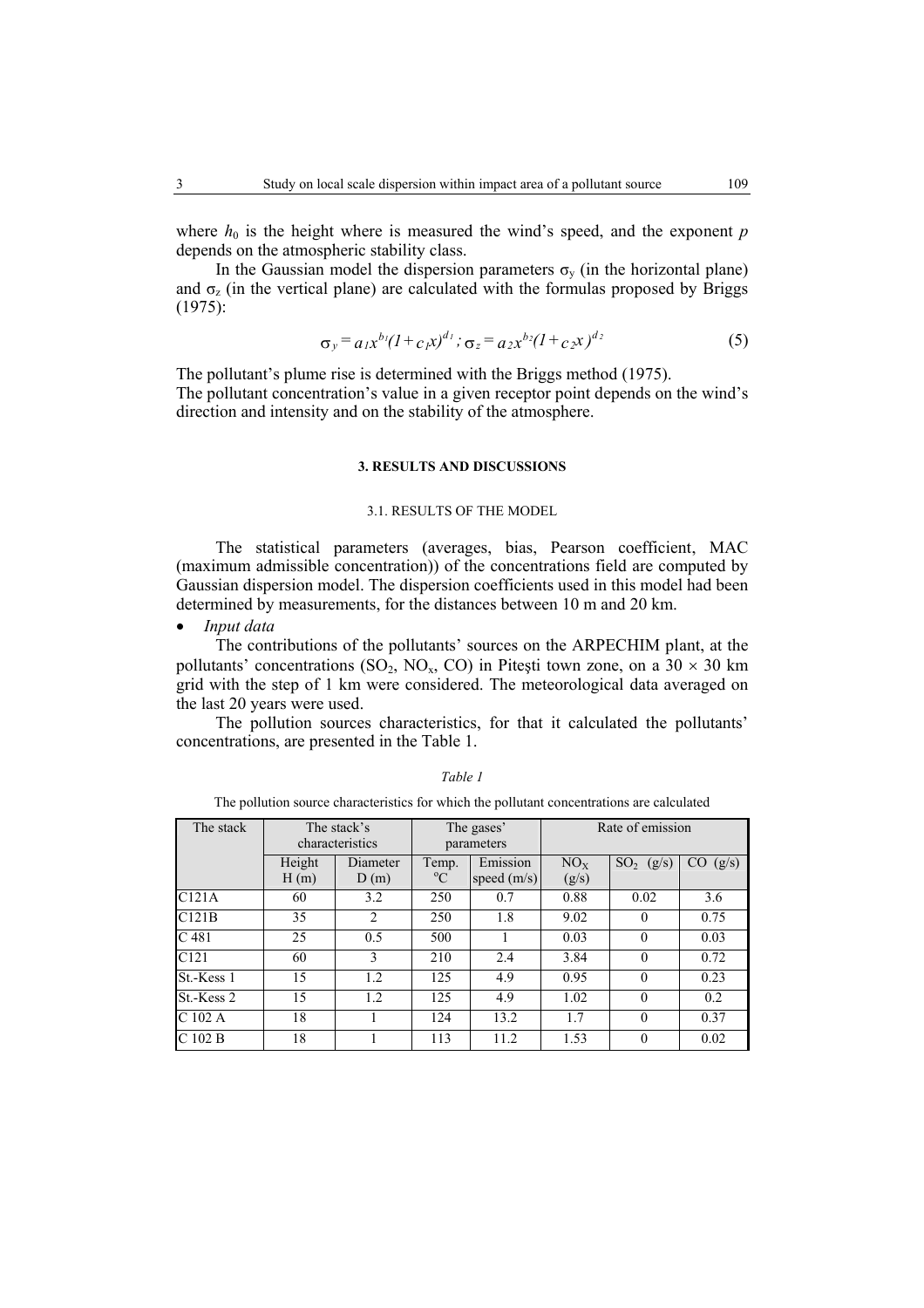where $h_0$ is the height where is measured the wind's speed, and the exponent $p$ depends on the atmospheric stability class.

In the Gaussian model the dispersion parameters $\sigma_y$ (in the horizontal plane) and $\sigma_z$ (in the vertical plane) are calculated with the formulas proposed by Briggs (1975):

$$\sigma_y = a_1 x^{b_1}(1+c_1 x)^{d_1}\ ;\ \sigma_z = a_2 x^{b_2}(1+c_2 x)^{d_2} \tag{5}$$

The pollutant's plume rise is determined with the Briggs method (1975).
The pollutant concentration's value in a given receptor point depends on the wind's direction and intensity and on the stability of the atmosphere.

## 3. RESULTS AND DISCUSSIONS

### 3.1. RESULTS OF THE MODEL

The statistical parameters (averages, bias, Pearson coefficient, MAC (maximum admissible concentration)) of the concentrations field are computed by Gaussian dispersion model. The dispersion coefficients used in this model had been determined by measurements, for the distances between 10 m and 20 km.

- *Input data*

The contributions of the pollutants' sources on the ARPECHIM plant, at the pollutants' concentrations ($SO_2$, $NO_x$, CO) in Piteşti town zone, on a 30 × 30 km grid with the step of 1 km were considered. The meteorological data averaged on the last 20 years were used.

The pollution sources characteristics, for that it calculated the pollutants' concentrations, are presented in the Table 1.

*Table 1*

The pollution source characteristics for which the pollutant concentrations are calculated

| The stack | The stack's characteristics | | The gases' parameters | | Rate of emission | | |
|---|---|---|---|---|---|---|---|
| | Height H (m) | Diameter D (m) | Temp. °C | Emission speed (m/s) | $NO_X$ (g/s) | $SO_2$ (g/s) | CO (g/s) |
| C121A | 60 | 3.2 | 250 | 0.7 | 0.88 | 0.02 | 3.6 |
| C121B | 35 | 2 | 250 | 1.8 | 9.02 | 0 | 0.75 |
| C 481 | 25 | 0.5 | 500 | 1 | 0.03 | 0 | 0.03 |
| C121 | 60 | 3 | 210 | 2.4 | 3.84 | 0 | 0.72 |
| St.-Kess 1 | 15 | 1.2 | 125 | 4.9 | 0.95 | 0 | 0.23 |
| St.-Kess 2 | 15 | 1.2 | 125 | 4.9 | 1.02 | 0 | 0.2 |
| C 102 A | 18 | 1 | 124 | 13.2 | 1.7 | 0 | 0.37 |
| C 102 B | 18 | 1 | 113 | 11.2 | 1.53 | 0 | 0.02 |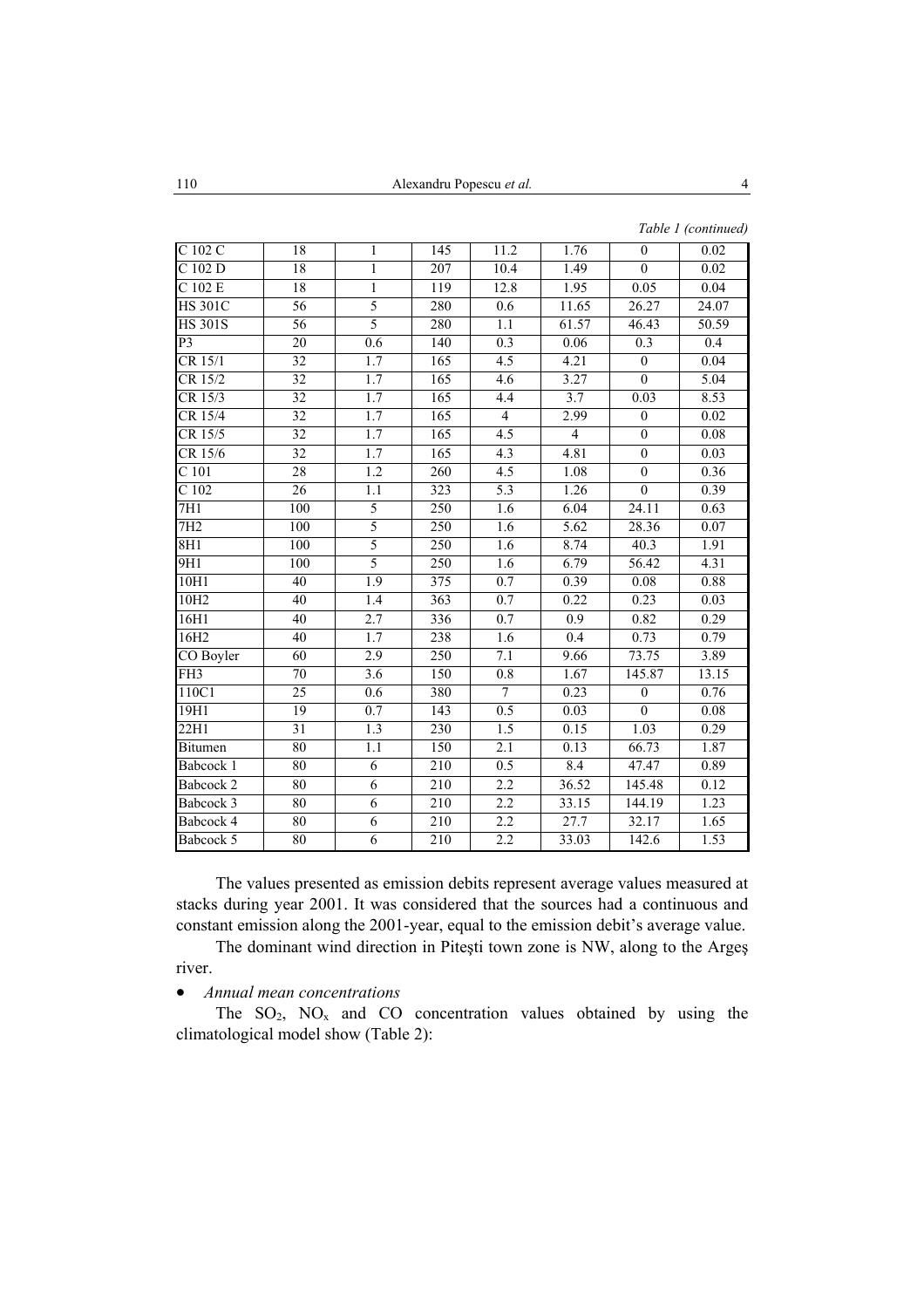*Table 1 (continued)*

| | | | | | | | |
|---|---|---|---|---|---|---|---|
| C 102 C | 18 | 1 | 145 | 11.2 | 1.76 | 0 | 0.02 |
| C 102 D | 18 | 1 | 207 | 10.4 | 1.49 | 0 | 0.02 |
| C 102 E | 18 | 1 | 119 | 12.8 | 1.95 | 0.05 | 0.04 |
| HS 301C | 56 | 5 | 280 | 0.6 | 11.65 | 26.27 | 24.07 |
| HS 301S | 56 | 5 | 280 | 1.1 | 61.57 | 46.43 | 50.59 |
| P3 | 20 | 0.6 | 140 | 0.3 | 0.06 | 0.3 | 0.4 |
| CR 15/1 | 32 | 1.7 | 165 | 4.5 | 4.21 | 0 | 0.04 |
| CR 15/2 | 32 | 1.7 | 165 | 4.6 | 3.27 | 0 | 5.04 |
| CR 15/3 | 32 | 1.7 | 165 | 4.4 | 3.7 | 0.03 | 8.53 |
| CR 15/4 | 32 | 1.7 | 165 | 4 | 2.99 | 0 | 0.02 |
| CR 15/5 | 32 | 1.7 | 165 | 4.5 | 4 | 0 | 0.08 |
| CR 15/6 | 32 | 1.7 | 165 | 4.3 | 4.81 | 0 | 0.03 |
| C 101 | 28 | 1.2 | 260 | 4.5 | 1.08 | 0 | 0.36 |
| C 102 | 26 | 1.1 | 323 | 5.3 | 1.26 | 0 | 0.39 |
| 7H1 | 100 | 5 | 250 | 1.6 | 6.04 | 24.11 | 0.63 |
| 7H2 | 100 | 5 | 250 | 1.6 | 5.62 | 28.36 | 0.07 |
| 8H1 | 100 | 5 | 250 | 1.6 | 8.74 | 40.3 | 1.91 |
| 9H1 | 100 | 5 | 250 | 1.6 | 6.79 | 56.42 | 4.31 |
| 10H1 | 40 | 1.9 | 375 | 0.7 | 0.39 | 0.08 | 0.88 |
| 10H2 | 40 | 1.4 | 363 | 0.7 | 0.22 | 0.23 | 0.03 |
| 16H1 | 40 | 2.7 | 336 | 0.7 | 0.9 | 0.82 | 0.29 |
| 16H2 | 40 | 1.7 | 238 | 1.6 | 0.4 | 0.73 | 0.79 |
| CO Boyler | 60 | 2.9 | 250 | 7.1 | 9.66 | 73.75 | 3.89 |
| FH3 | 70 | 3.6 | 150 | 0.8 | 1.67 | 145.87 | 13.15 |
| 110C1 | 25 | 0.6 | 380 | 7 | 0.23 | 0 | 0.76 |
| 19H1 | 19 | 0.7 | 143 | 0.5 | 0.03 | 0 | 0.08 |
| 22H1 | 31 | 1.3 | 230 | 1.5 | 0.15 | 1.03 | 0.29 |
| Bitumen | 80 | 1.1 | 150 | 2.1 | 0.13 | 66.73 | 1.87 |
| Babcock 1 | 80 | 6 | 210 | 0.5 | 8.4 | 47.47 | 0.89 |
| Babcock 2 | 80 | 6 | 210 | 2.2 | 36.52 | 145.48 | 0.12 |
| Babcock 3 | 80 | 6 | 210 | 2.2 | 33.15 | 144.19 | 1.23 |
| Babcock 4 | 80 | 6 | 210 | 2.2 | 27.7 | 32.17 | 1.65 |
| Babcock 5 | 80 | 6 | 210 | 2.2 | 33.03 | 142.6 | 1.53 |

The values presented as emission debits represent average values measured at stacks during year 2001. It was considered that the sources had a continuous and constant emission along the 2001-year, equal to the emission debit's average value.

The dominant wind direction in Piteşti town zone is NW, along to the Argeş river.

- *Annual mean concentrations*

The $SO_2$, $NO_x$ and CO concentration values obtained by using the climatological model show (Table 2):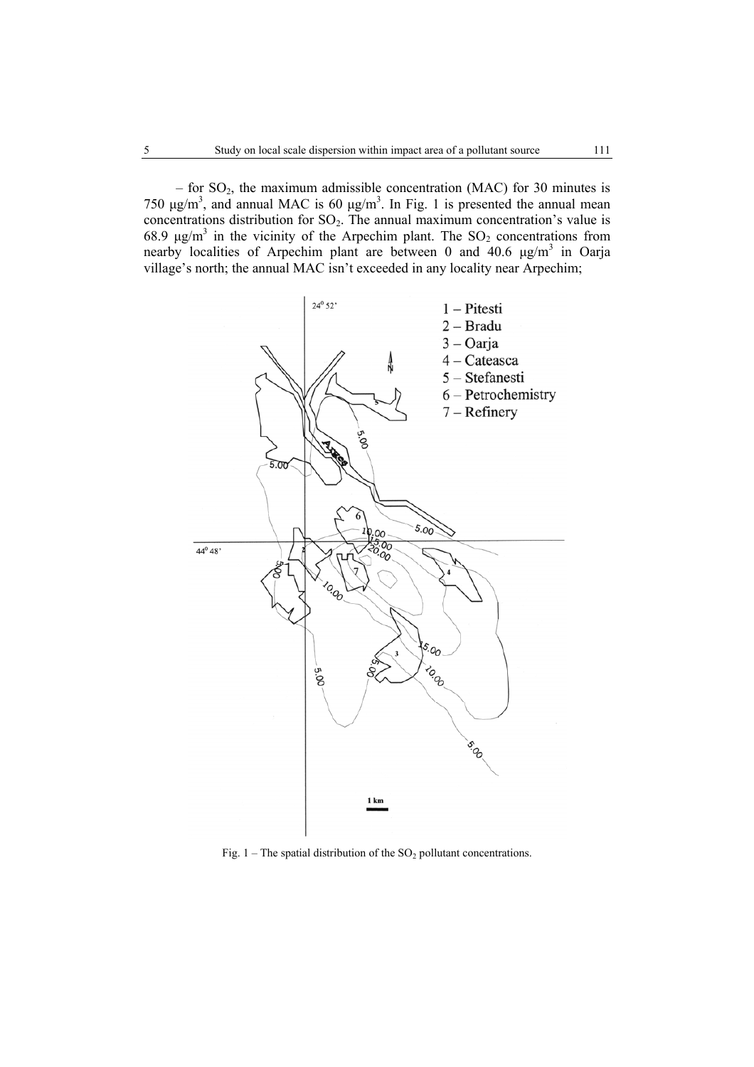– for $SO_2$, the maximum admissible concentration (MAC) for 30 minutes is 750 μg/m$^3$, and annual MAC is 60 μg/m$^3$. In Fig. 1 is presented the annual mean concentrations distribution for $SO_2$. The annual maximum concentration's value is 68.9 μg/m$^3$ in the vicinity of the Arpechim plant. The $SO_2$ concentrations from nearby localities of Arpechim plant are between 0 and 40.6 μg/m$^3$ in Oarja village's north; the annual MAC isn't exceeded in any locality near Arpechim;

Fig. 1 – The spatial distribution of the $SO_2$ pollutant concentrations.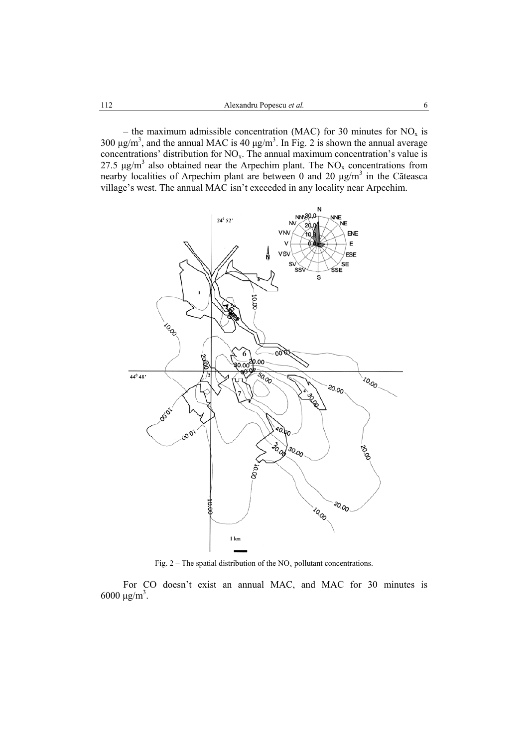– the maximum admissible concentration (MAC) for 30 minutes for $NO_x$ is 300 μg/m$^3$, and the annual MAC is 40 μg/m$^3$. In Fig. 2 is shown the annual average concentrations' distribution for $NO_x$. The annual maximum concentration's value is 27.5 μg/m$^3$ also obtained near the Arpechim plant. The $NO_x$ concentrations from nearby localities of Arpechim plant are between 0 and 20 μg/m$^3$ in the Căteasca village's west. The annual MAC isn't exceeded in any locality near Arpechim.

Fig. 2 – The spatial distribution of the $NO_x$ pollutant concentrations.

For CO doesn't exist an annual MAC, and MAC for 30 minutes is 6000 μg/m$^3$.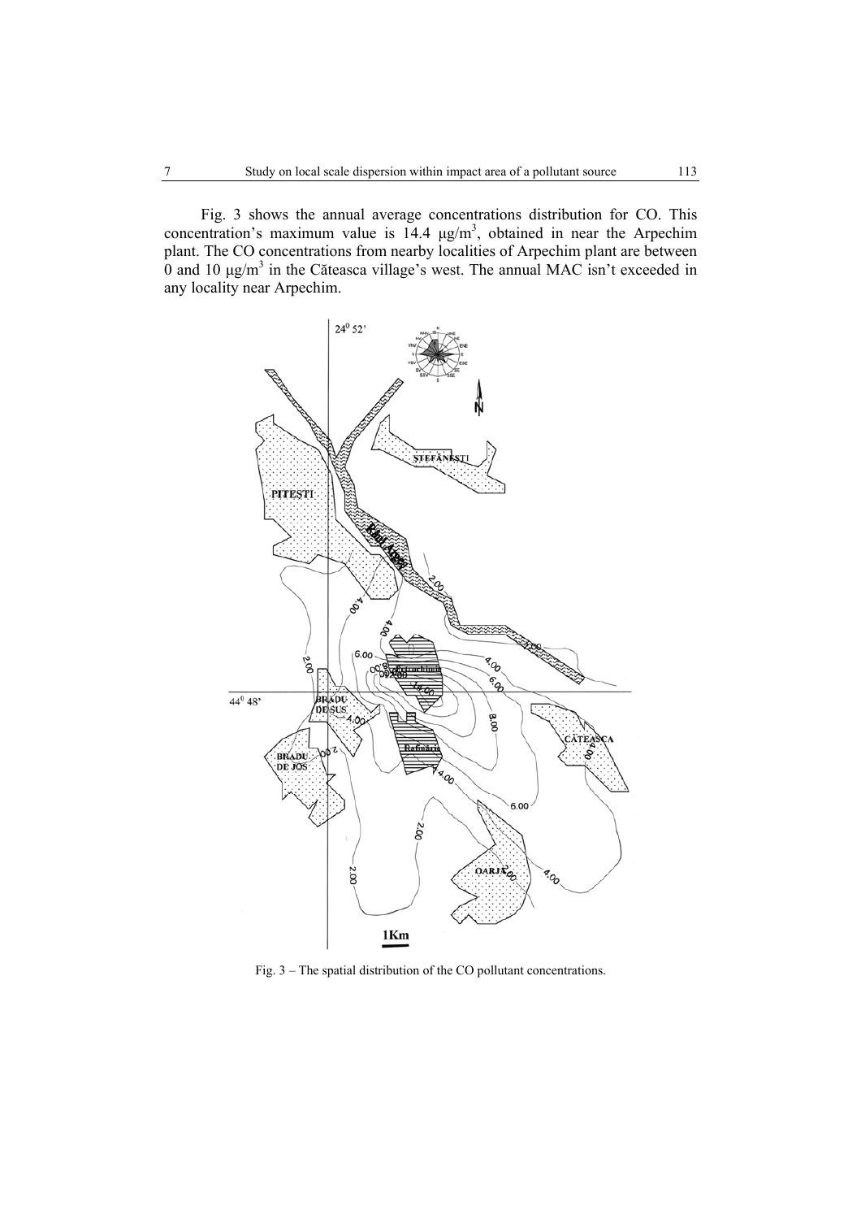Fig. 3 shows the annual average concentrations distribution for CO. This concentration's maximum value is 14.4 μg/m$^3$, obtained in near the Arpechim plant. The CO concentrations from nearby localities of Arpechim plant are between 0 and 10 μg/m$^3$ in the Căteasca village's west. The annual MAC isn't exceeded in any locality near Arpechim.

Fig. 3 – The spatial distribution of the CO pollutant concentrations.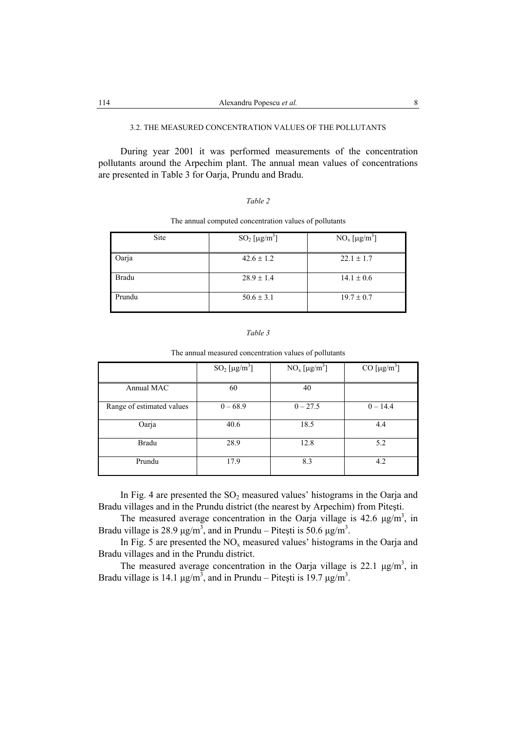### 3.2. THE MEASURED CONCENTRATION VALUES OF THE POLLUTANTS

During year 2001 it was performed measurements of the concentration pollutants around the Arpechim plant. The annual mean values of concentrations are presented in Table 3 for Oarja, Prundu and Bradu.

*Table 2*

The annual computed concentration values of pollutants

| Site | $SO_2$ [μg/m$^3$] | $NO_x$ [μg/m$^3$] |
|---|---|---|
| Oarja | 42.6 ± 1.2 | 22.1 ± 1.7 |
| Bradu | 28.9 ± 1.4 | 14.1 ± 0.6 |
| Prundu | 50.6 ± 3.1 | 19.7 ± 0.7 |

*Table 3*

The annual measured concentration values of pollutants

| | $SO_2$ [μg/m$^3$] | $NO_x$ [μg/m$^3$] | CO [μg/m$^3$] |
|---|---|---|---|
| Annual MAC | 60 | 40 | |
| Range of estimated values | 0 – 68.9 | 0 – 27.5 | 0 – 14.4 |
| Oarja | 40.6 | 18.5 | 4.4 |
| Bradu | 28.9 | 12.8 | 5.2 |
| Prundu | 17.9 | 8.3 | 4.2 |

In Fig. 4 are presented the $SO_2$ measured values' histograms in the Oarja and Bradu villages and in the Prundu district (the nearest by Arpechim) from Piteşti.

The measured average concentration in the Oarja village is 42.6 μg/m$^3$, in Bradu village is 28.9 μg/m$^3$, and in Prundu – Piteşti is 50.6 μg/m$^3$.

In Fig. 5 are presented the $NO_x$ measured values' histograms in the Oarja and Bradu villages and in the Prundu district.

The measured average concentration in the Oarja village is 22.1 μg/m$^3$, in Bradu village is 14.1 μg/m$^3$, and in Prundu – Piteşti is 19.7 μg/m$^3$.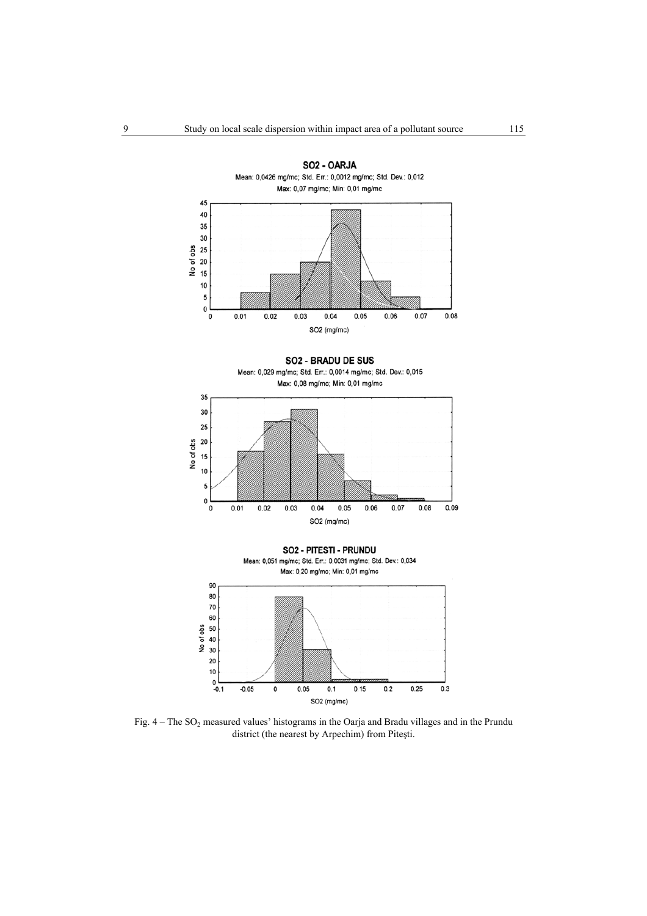**SO2 - OARJA**

Mean: 0,0426 mg/mc; Std. Err.: 0,0012 mg/mc; Std. Dev.: 0,012

Max: 0,07 mg/mc; Min: 0,01 mg/mc

**SO2 - BRADU DE SUS**

Mean: 0,029 mg/mc; Std. Err.: 0,0014 mg/mc; Std. Dev.: 0,015

Max: 0,08 mg/mc; Min: 0,01 mg/mc

**SO2 - PITESTI - PRUNDU**

Mean: 0,051 mg/mc; Std. Err.: 0,0031 mg/mc; Std. Dev.: 0,034

Max: 0,20 mg/mc; Min: 0,01 mg/mc

Fig. 4 – The $SO_2$ measured values' histograms in the Oarja and Bradu villages and in the Prundu district (the nearest by Arpechim) from Piteşti.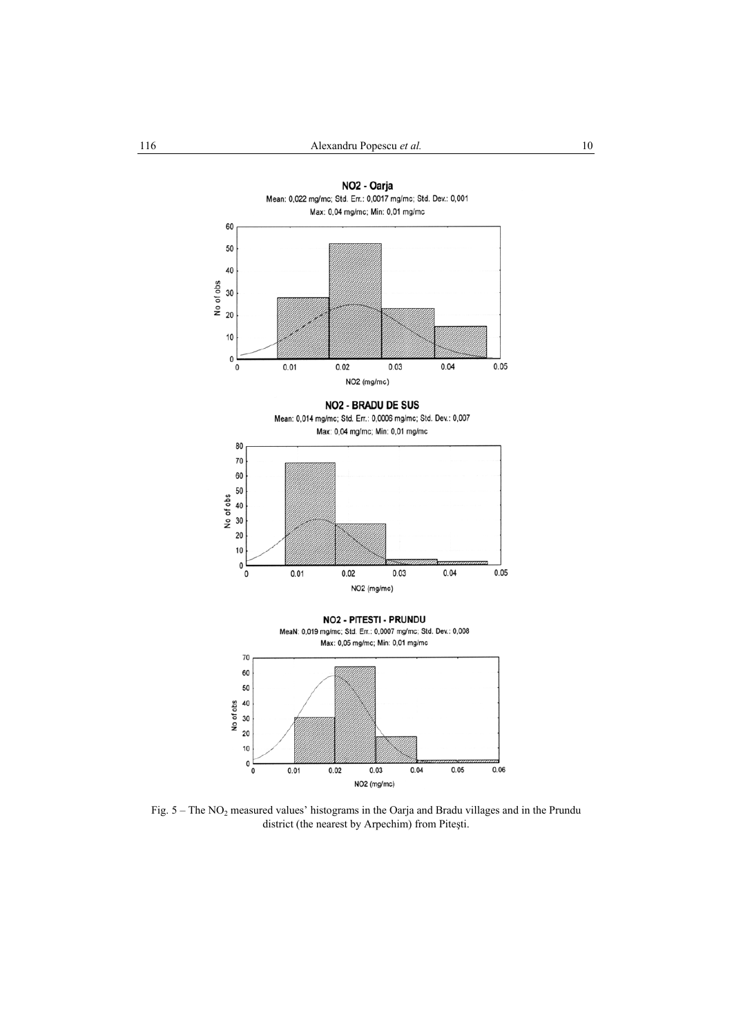**NO2 - Oarja**

Mean: 0,022 mg/mc; Std. Err.: 0,0017 mg/mc; Std. Dev.: 0,001

Max: 0,04 mg/mc; Min: 0,01 mg/mc

**NO2 - BRADU DE SUS**

Mean: 0,014 mg/mc; Std. Err.: 0,0006 mg/mc; Std. Dev.: 0,007

Max: 0,04 mg/mc; Min: 0,01 mg/mc

**NO2 - PITESTI - PRUNDU**

MeaN: 0,019 mg/mc; Std. Err.: 0,0007 mg/mc; Std. Dev.: 0,008

Max: 0,05 mg/mc; Min: 0,01 mg/mc

Fig. 5 – The $NO_2$ measured values' histograms in the Oarja and Bradu villages and in the Prundu district (the nearest by Arpechim) from Pitești.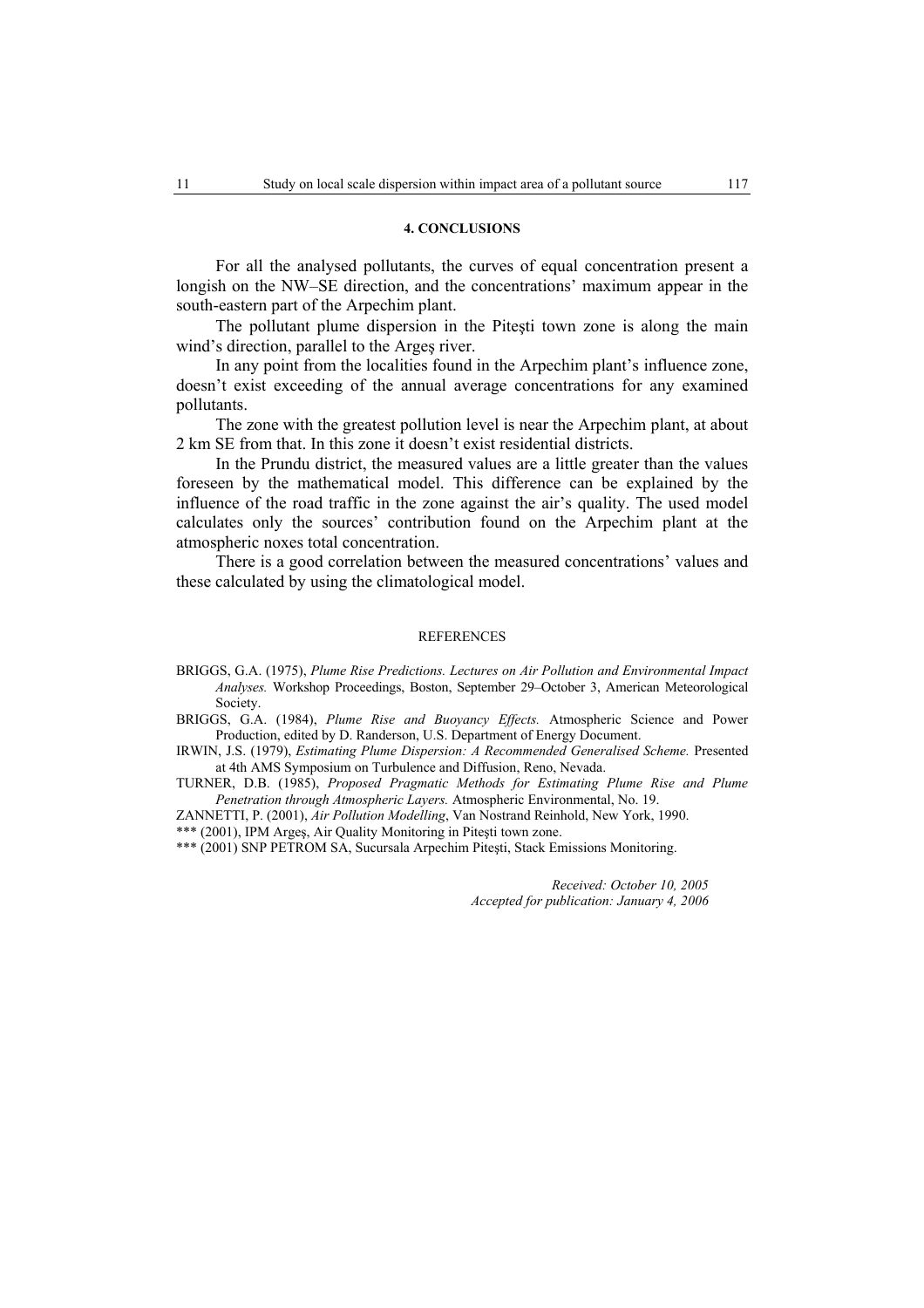## 4. CONCLUSIONS

For all the analysed pollutants, the curves of equal concentration present a longish on the NW–SE direction, and the concentrations' maximum appear in the south-eastern part of the Arpechim plant.

The pollutant plume dispersion in the Piteşti town zone is along the main wind's direction, parallel to the Argeş river.

In any point from the localities found in the Arpechim plant's influence zone, doesn't exist exceeding of the annual average concentrations for any examined pollutants.

The zone with the greatest pollution level is near the Arpechim plant, at about 2 km SE from that. In this zone it doesn't exist residential districts.

In the Prundu district, the measured values are a little greater than the values foreseen by the mathematical model. This difference can be explained by the influence of the road traffic in the zone against the air's quality. The used model calculates only the sources' contribution found on the Arpechim plant at the atmospheric noxes total concentration.

There is a good correlation between the measured concentrations' values and these calculated by using the climatological model.

## REFERENCES

BRIGGS, G.A. (1975), *Plume Rise Predictions. Lectures on Air Pollution and Environmental Impact Analyses.* Workshop Proceedings, Boston, September 29–October 3, American Meteorological Society.

BRIGGS, G.A. (1984), *Plume Rise and Buoyancy Effects.* Atmospheric Science and Power Production, edited by D. Randerson, U.S. Department of Energy Document.

IRWIN, J.S. (1979), *Estimating Plume Dispersion: A Recommended Generalised Scheme.* Presented at 4th AMS Symposium on Turbulence and Diffusion, Reno, Nevada.

TURNER, D.B. (1985), *Proposed Pragmatic Methods for Estimating Plume Rise and Plume Penetration through Atmospheric Layers.* Atmospheric Environmental, No. 19.

ZANNETTI, P. (2001), *Air Pollution Modelling*, Van Nostrand Reinhold, New York, 1990.

*** (2001), IPM Argeş, Air Quality Monitoring in Piteşti town zone.

*** (2001) SNP PETROM SA, Sucursala Arpechim Piteşti, Stack Emissions Monitoring.

*Received: October 10, 2005*
*Accepted for publication: January 4, 2006*